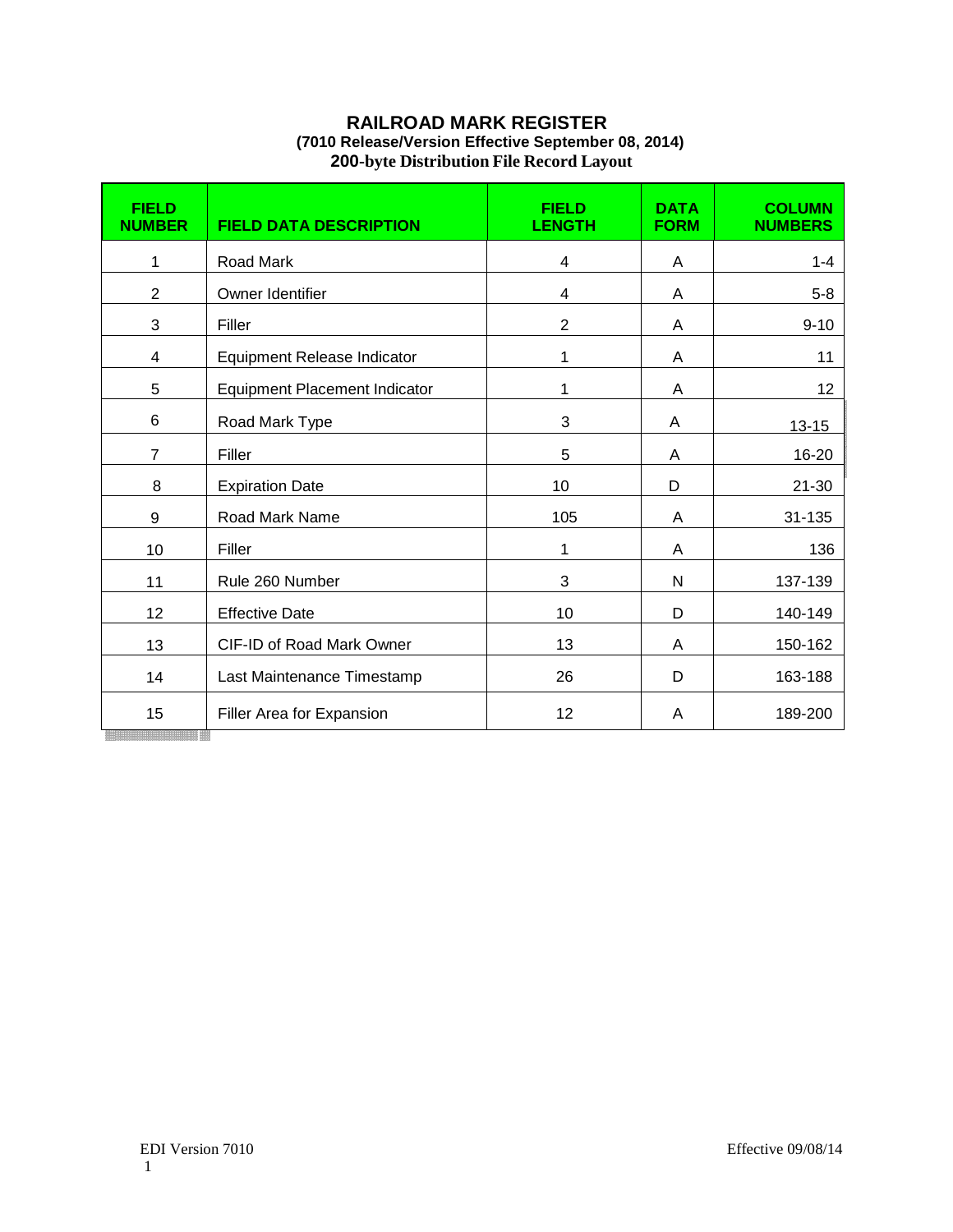# RAILROAD MARK REGISTER

**(7010 Release/Version Effective September 08, 2014)**

**200-byte Distribution File Record Layout**

| FIELD NUMBER | FIELD DATA DESCRIPTION | FIELD LENGTH | DATA FORM | COLUMN NUMBERS |
|---|---|---|---|---|
| 1 | Road Mark | 4 | A | 1-4 |
| 2 | Owner Identifier | 4 | A | 5-8 |
| 3 | Filler | 2 | A | 9-10 |
| 4 | Equipment Release Indicator | 1 | A | 11 |
| 5 | Equipment Placement Indicator | 1 | A | 12 |
| 6 | Road Mark Type | 3 | A | 13-15 |
| 7 | Filler | 5 | A | 16-20 |
| 8 | Expiration Date | 10 | D | 21-30 |
| 9 | Road Mark Name | 105 | A | 31-135 |
| 10 | Filler | 1 | A | 136 |
| 11 | Rule 260 Number | 3 | N | 137-139 |
| 12 | Effective Date | 10 | D | 140-149 |
| 13 | CIF-ID of Road Mark Owner | 13 | A | 150-162 |
| 14 | Last Maintenance Timestamp | 26 | D | 163-188 |
| 15 | Filler Area for Expansion | 12 | A | 189-200 |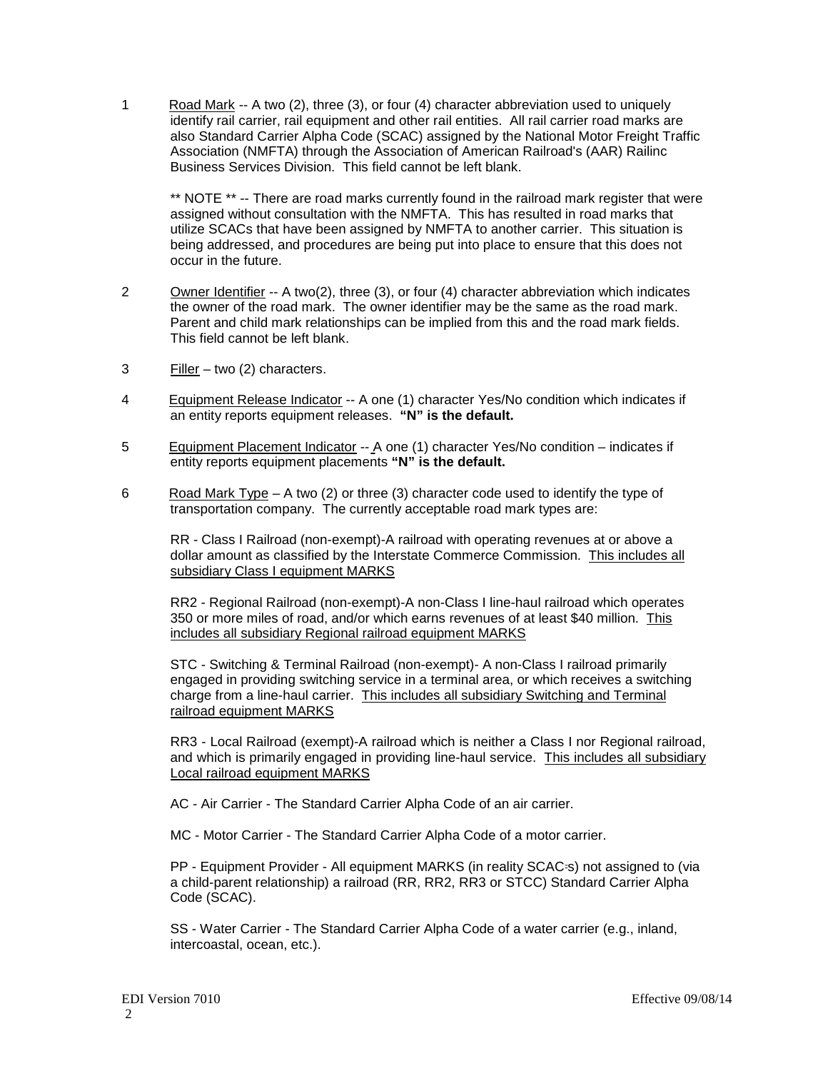1 Road Mark -- A two (2), three (3), or four (4) character abbreviation used to uniquely identify rail carrier, rail equipment and other rail entities. All rail carrier road marks are also Standard Carrier Alpha Code (SCAC) assigned by the National Motor Freight Traffic Association (NMFTA) through the Association of American Railroad's (AAR) Railinc Business Services Division. This field cannot be left blank.

** NOTE ** -- There are road marks currently found in the railroad mark register that were assigned without consultation with the NMFTA. This has resulted in road marks that utilize SCACs that have been assigned by NMFTA to another carrier. This situation is being addressed, and procedures are being put into place to ensure that this does not occur in the future.

2 Owner Identifier -- A two(2), three (3), or four (4) character abbreviation which indicates the owner of the road mark. The owner identifier may be the same as the road mark. Parent and child mark relationships can be implied from this and the road mark fields. This field cannot be left blank.

3 Filler – two (2) characters.

4 Equipment Release Indicator -- A one (1) character Yes/No condition which indicates if an entity reports equipment releases. **"N" is the default.**

5 Equipment Placement Indicator -- A one (1) character Yes/No condition – indicates if entity reports equipment placements **"N" is the default.**

6 Road Mark Type – A two (2) or three (3) character code used to identify the type of transportation company. The currently acceptable road mark types are:

RR - Class I Railroad (non-exempt)-A railroad with operating revenues at or above a dollar amount as classified by the Interstate Commerce Commission. This includes all subsidiary Class I equipment MARKS

RR2 - Regional Railroad (non-exempt)-A non-Class I line-haul railroad which operates 350 or more miles of road, and/or which earns revenues of at least $40 million. This includes all subsidiary Regional railroad equipment MARKS

STC - Switching & Terminal Railroad (non-exempt)- A non-Class I railroad primarily engaged in providing switching service in a terminal area, or which receives a switching charge from a line-haul carrier. This includes all subsidiary Switching and Terminal railroad equipment MARKS

RR3 - Local Railroad (exempt)-A railroad which is neither a Class I nor Regional railroad, and which is primarily engaged in providing line-haul service. This includes all subsidiary Local railroad equipment MARKS

AC - Air Carrier - The Standard Carrier Alpha Code of an air carrier.

MC - Motor Carrier - The Standard Carrier Alpha Code of a motor carrier.

PP - Equipment Provider - All equipment MARKS (in reality SCAC's) not assigned to (via a child-parent relationship) a railroad (RR, RR2, RR3 or STCC) Standard Carrier Alpha Code (SCAC).

SS - Water Carrier - The Standard Carrier Alpha Code of a water carrier (e.g., inland, intercoastal, ocean, etc.).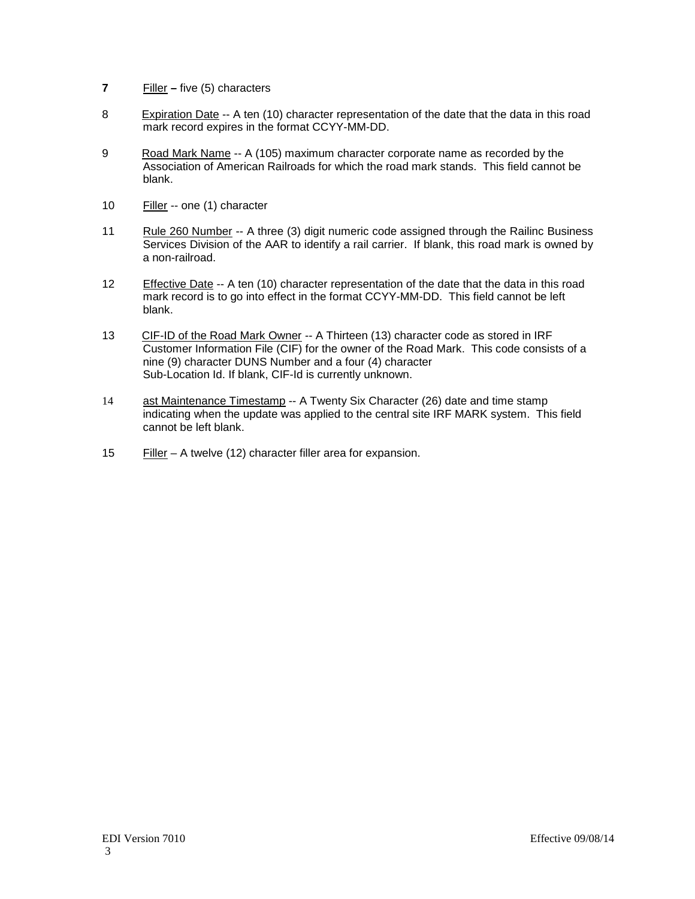**7** Filler **–** five (5) characters

8 Expiration Date -- A ten (10) character representation of the date that the data in this road mark record expires in the format CCYY-MM-DD.

9 Road Mark Name -- A (105) maximum character corporate name as recorded by the Association of American Railroads for which the road mark stands. This field cannot be blank.

10 Filler -- one (1) character

11 Rule 260 Number -- A three (3) digit numeric code assigned through the Railinc Business Services Division of the AAR to identify a rail carrier. If blank, this road mark is owned by a non-railroad.

12 Effective Date -- A ten (10) character representation of the date that the data in this road mark record is to go into effect in the format CCYY-MM-DD. This field cannot be left blank.

13 CIF-ID of the Road Mark Owner -- A Thirteen (13) character code as stored in IRF Customer Information File (CIF) for the owner of the Road Mark. This code consists of a nine (9) character DUNS Number and a four (4) character Sub-Location Id. If blank, CIF-Id is currently unknown.

14 ast Maintenance Timestamp -- A Twenty Six Character (26) date and time stamp indicating when the update was applied to the central site IRF MARK system. This field cannot be left blank.

15 Filler – A twelve (12) character filler area for expansion.